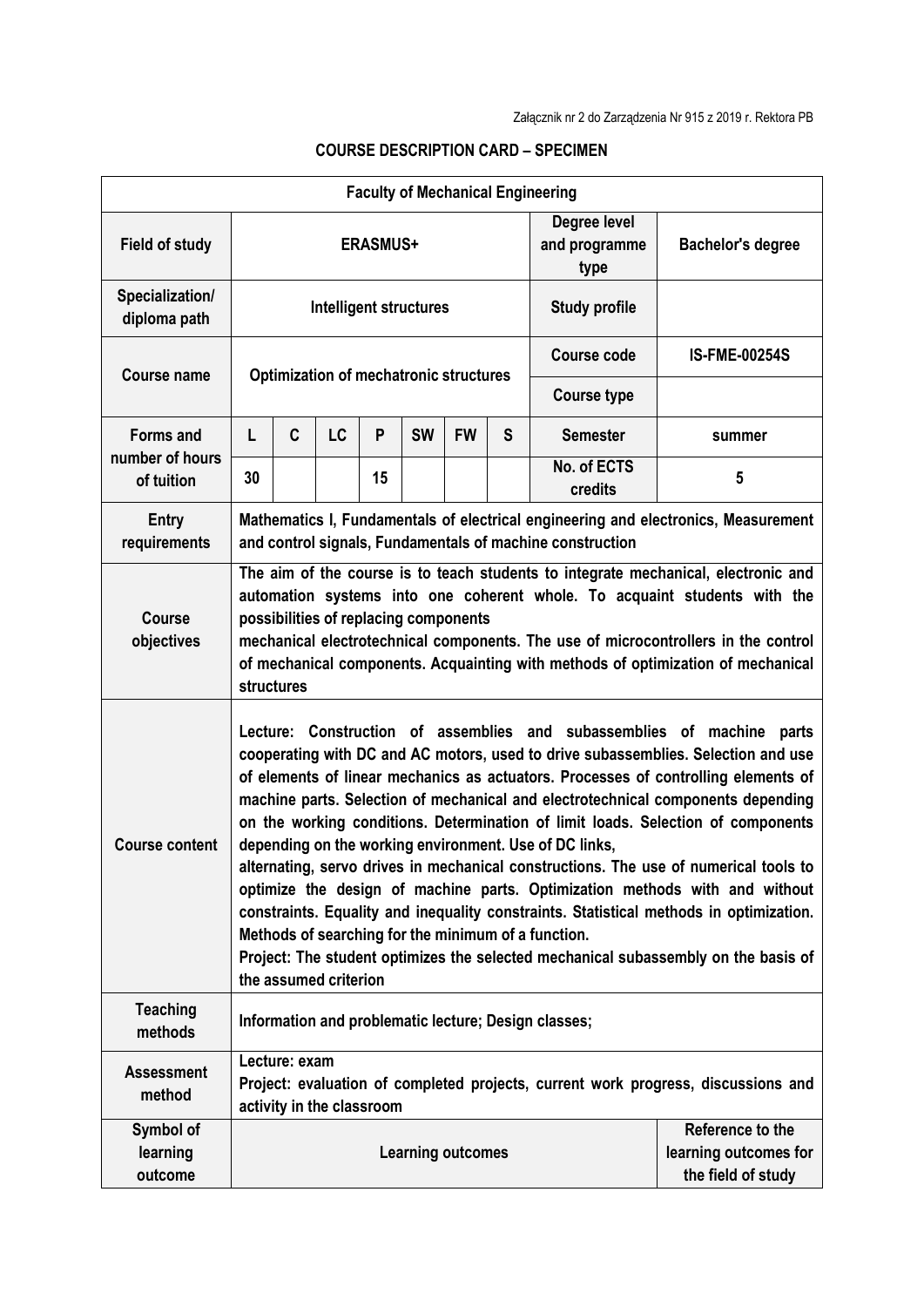Załącznik nr 2 do Zarządzenia Nr 915 z 2019 r. Rektora PB

## COURSE DESCRIPTION CARD – SPECIMEN

| **Faculty of Mechanical Engineering** | | | | | | | | | |
|---|---|---|---|---|---|---|---|---|---|
| **Field of study** | **ERASMUS+** | | | | | | | **Degree level and programme type** | **Bachelor's degree** |
| **Specialization/ diploma path** | **Intelligent structures** | | | | | | | **Study profile** | |
| **Course name** | **Optimization of mechatronic structures** | | | | | | | **Course code** | **IS-FME-00254S** |
| | | | | | | | | **Course type** | |
| **Forms and number of hours of tuition** | **L** | **C** | **LC** | **P** | **SW** | **FW** | **S** | **Semester** | **summer** |
| | **30** | | | **15** | | | | **No. of ECTS credits** | **5** |
| **Entry requirements** | **Mathematics I, Fundamentals of electrical engineering and electronics, Measurement and control signals, Fundamentals of machine construction** | | | | | | | | |
| **Course objectives** | **The aim of the course is to teach students to integrate mechanical, electronic and automation systems into one coherent whole. To acquaint students with the possibilities of replacing components mechanical electrotechnical components. The use of microcontrollers in the control of mechanical components. Acquainting with methods of optimization of mechanical structures** | | | | | | | | |
| **Course content** | **Lecture: Construction of assemblies and subassemblies of machine parts cooperating with DC and AC motors, used to drive subassemblies. Selection and use of elements of linear mechanics as actuators. Processes of controlling elements of machine parts. Selection of mechanical and electrotechnical components depending on the working conditions. Determination of limit loads. Selection of components depending on the working environment. Use of DC links, alternating, servo drives in mechanical constructions. The use of numerical tools to optimize the design of machine parts. Optimization methods with and without constraints. Equality and inequality constraints. Statistical methods in optimization. Methods of searching for the minimum of a function.**<br>**Project: The student optimizes the selected mechanical subassembly on the basis of the assumed criterion** | | | | | | | | |
| **Teaching methods** | **Information and problematic lecture; Design classes;** | | | | | | | | |
| **Assessment method** | **Lecture: exam**<br>**Project: evaluation of completed projects, current work progress, discussions and activity in the classroom** | | | | | | | | |
| **Symbol of learning outcome** | **Learning outcomes** | | | | | | | | **Reference to the learning outcomes for the field of study** |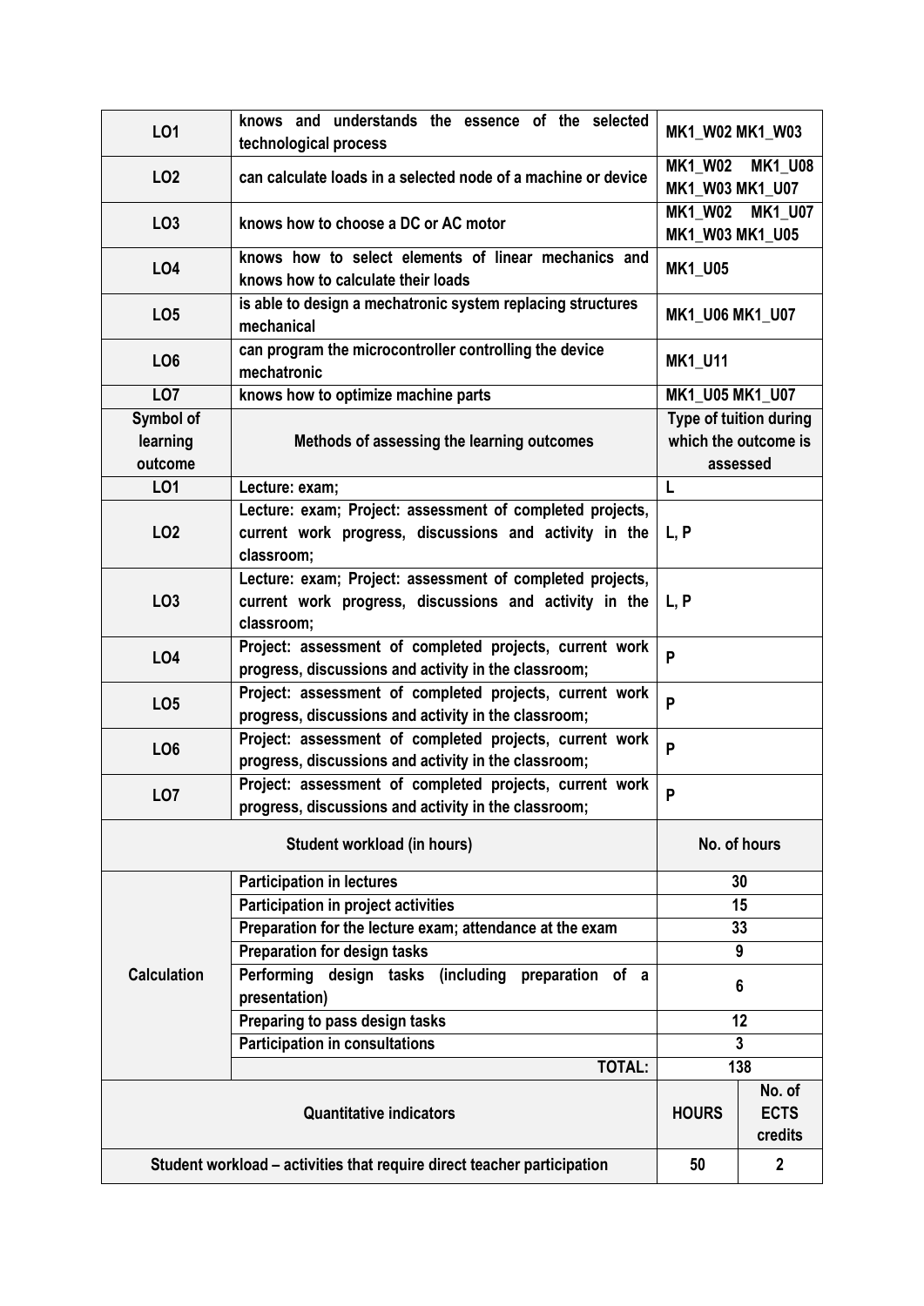| | | |
|---|---|---|
| **LO1** | **knows and understands the essence of the selected technological process** | **MK1_W02 MK1_W03** |
| **LO2** | **can calculate loads in a selected node of a machine or device** | **MK1_W02 MK1_U08 MK1_W03 MK1_U07** |
| **LO3** | **knows how to choose a DC or AC motor** | **MK1_W02 MK1_U07 MK1_W03 MK1_U05** |
| **LO4** | **knows how to select elements of linear mechanics and knows how to calculate their loads** | **MK1_U05** |
| **LO5** | **is able to design a mechatronic system replacing structures mechanical** | **MK1_U06 MK1_U07** |
| **LO6** | **can program the microcontroller controlling the device mechatronic** | **MK1_U11** |
| **LO7** | **knows how to optimize machine parts** | **MK1_U05 MK1_U07** |

| **Symbol of learning outcome** | **Methods of assessing the learning outcomes** | **Type of tuition during which the outcome is assessed** |
|---|---|---|
| **LO1** | **Lecture: exam;** | **L** |
| **LO2** | **Lecture: exam; Project: assessment of completed projects, current work progress, discussions and activity in the classroom;** | **L, P** |
| **LO3** | **Lecture: exam; Project: assessment of completed projects, current work progress, discussions and activity in the classroom;** | **L, P** |
| **LO4** | **Project: assessment of completed projects, current work progress, discussions and activity in the classroom;** | **P** |
| **LO5** | **Project: assessment of completed projects, current work progress, discussions and activity in the classroom;** | **P** |
| **LO6** | **Project: assessment of completed projects, current work progress, discussions and activity in the classroom;** | **P** |
| **LO7** | **Project: assessment of completed projects, current work progress, discussions and activity in the classroom;** | **P** |

| **Student workload (in hours)** | | **No. of hours** |
|---|---|---|
| **Calculation** | **Participation in lectures** | **30** |
| | **Participation in project activities** | **15** |
| | **Preparation for the lecture exam; attendance at the exam** | **33** |
| | **Preparation for design tasks** | **9** |
| | **Performing design tasks (including preparation of a presentation)** | **6** |
| | **Preparing to pass design tasks** | **12** |
| | **Participation in consultations** | **3** |
| | **TOTAL:** | **138** |

| **Quantitative indicators** | **HOURS** | **No. of ECTS credits** |
|---|---|---|
| **Student workload – activities that require direct teacher participation** | **50** | **2** |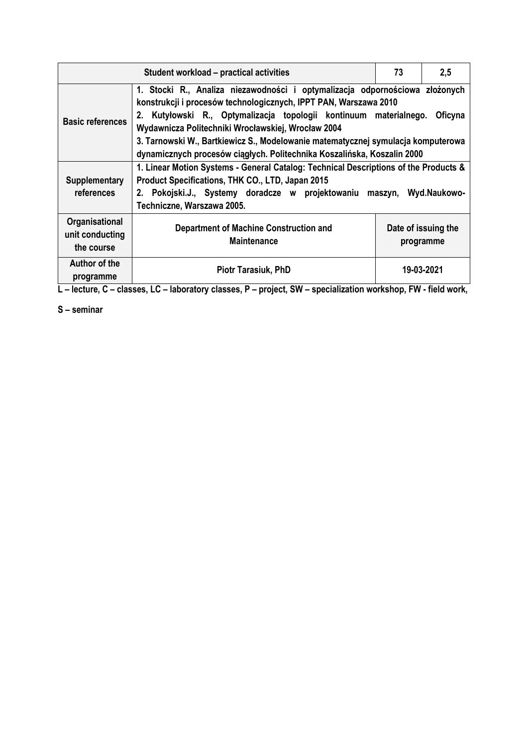| | | | |
|---|---|---|---|
| **Student workload – practical activities** | | **73** | **2,5** |
| **Basic references** | **1. Stocki R., Analiza niezawodności i optymalizacja odpornościowa złożonych konstrukcji i procesów technologicznych, IPPT PAN, Warszawa 2010**<br>**2. Kutyłowski R., Optymalizacja topologii kontinuum materialnego. Oficyna Wydawnicza Politechniki Wrocławskiej, Wrocław 2004**<br>**3. Tarnowski W., Bartkiewicz S., Modelowanie matematycznej symulacja komputerowa dynamicznych procesów ciągłych. Politechnika Koszalińska, Koszalin 2000** | | |
| **Supplementary references** | **1. Linear Motion Systems - General Catalog: Technical Descriptions of the Products & Product Specifications, THK CO., LTD, Japan 2015**<br>**2. Pokojski.J., Systemy doradcze w projektowaniu maszyn, Wyd.Naukowo-Techniczne, Warszawa 2005.** | | |
| **Organisational unit conducting the course** | **Department of Machine Construction and Maintenance** | **Date of issuing the programme** | |
| **Author of the programme** | **Piotr Tarasiuk, PhD** | **19-03-2021** | |

**L – lecture, C – classes, LC – laboratory classes, P – project, SW – specialization workshop, FW - field work, S – seminar**